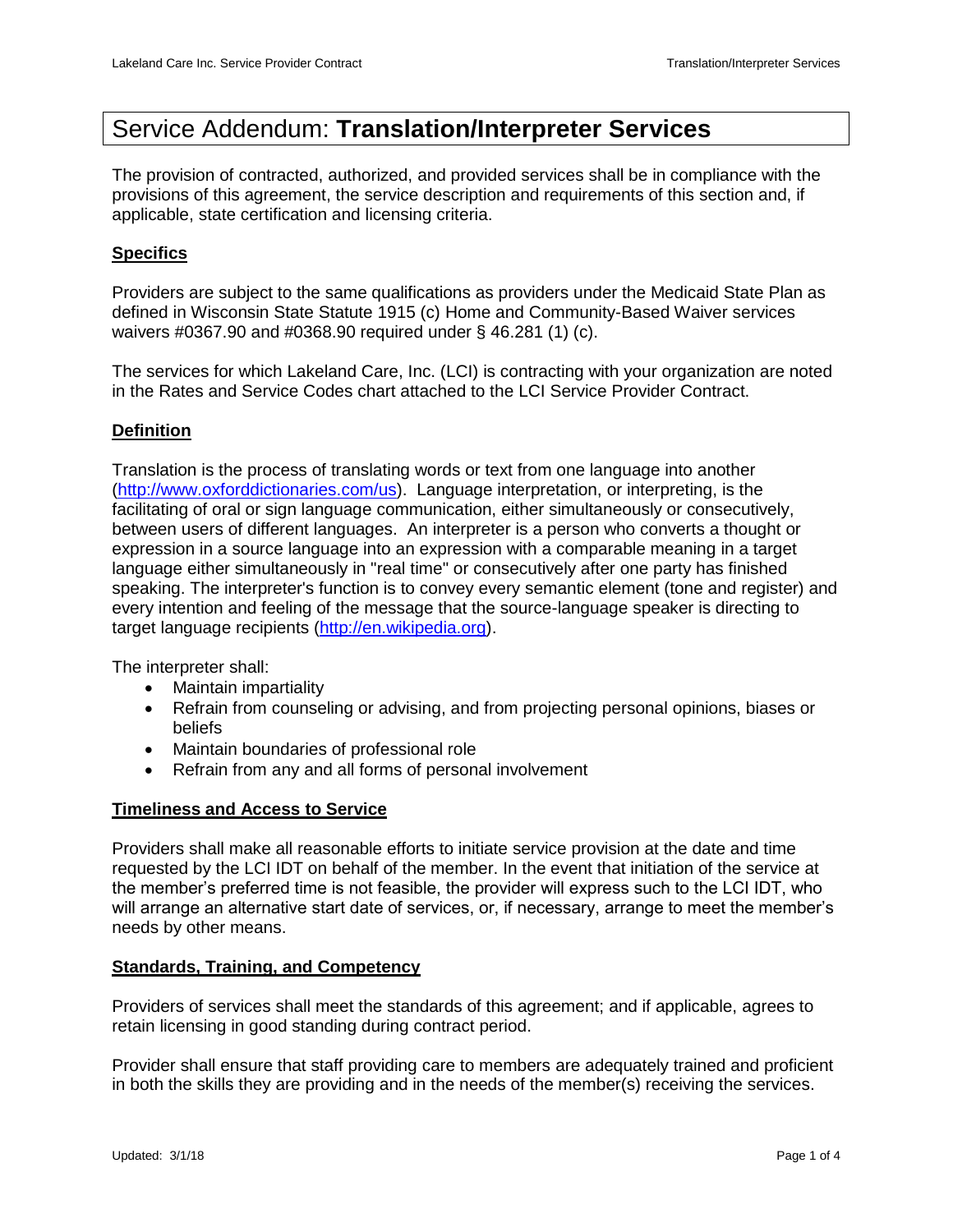# Service Addendum: **Translation/Interpreter Services**

The provision of contracted, authorized, and provided services shall be in compliance with the provisions of this agreement, the service description and requirements of this section and, if applicable, state certification and licensing criteria.

## Specifics

Providers are subject to the same qualifications as providers under the Medicaid State Plan as defined in Wisconsin State Statute 1915 (c) Home and Community-Based Waiver services waivers #0367.90 and #0368.90 required under § 46.281 (1) (c).

The services for which Lakeland Care, Inc. (LCI) is contracting with your organization are noted in the Rates and Service Codes chart attached to the LCI Service Provider Contract.

## Definition

Translation is the process of translating words or text from one language into another (http://www.oxforddictionaries.com/us). Language interpretation, or interpreting, is the facilitating of oral or sign language communication, either simultaneously or consecutively, between users of different languages. An interpreter is a person who converts a thought or expression in a source language into an expression with a comparable meaning in a target language either simultaneously in "real time" or consecutively after one party has finished speaking. The interpreter's function is to convey every semantic element (tone and register) and every intention and feeling of the message that the source-language speaker is directing to target language recipients (http://en.wikipedia.org).

The interpreter shall:

- Maintain impartiality
- Refrain from counseling or advising, and from projecting personal opinions, biases or beliefs
- Maintain boundaries of professional role
- Refrain from any and all forms of personal involvement

## Timeliness and Access to Service

Providers shall make all reasonable efforts to initiate service provision at the date and time requested by the LCI IDT on behalf of the member. In the event that initiation of the service at the member's preferred time is not feasible, the provider will express such to the LCI IDT, who will arrange an alternative start date of services, or, if necessary, arrange to meet the member's needs by other means.

## Standards, Training, and Competency

Providers of services shall meet the standards of this agreement; and if applicable, agrees to retain licensing in good standing during contract period.

Provider shall ensure that staff providing care to members are adequately trained and proficient in both the skills they are providing and in the needs of the member(s) receiving the services.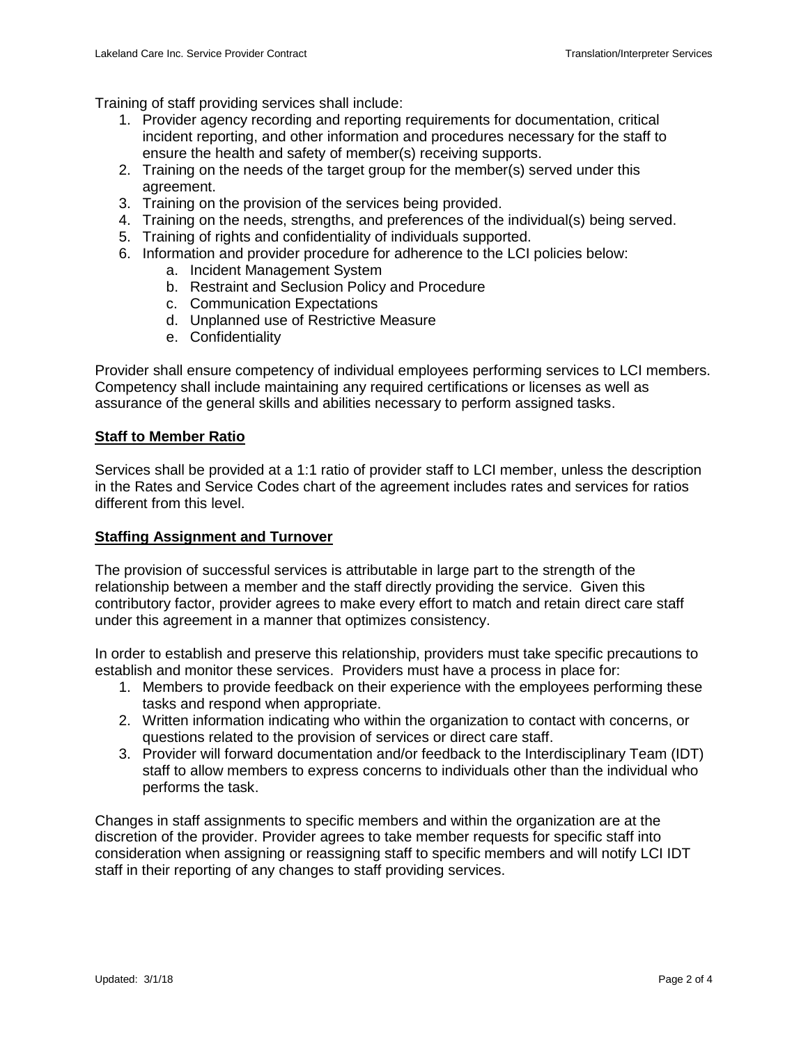Training of staff providing services shall include:

1. Provider agency recording and reporting requirements for documentation, critical incident reporting, and other information and procedures necessary for the staff to ensure the health and safety of member(s) receiving supports.
2. Training on the needs of the target group for the member(s) served under this agreement.
3. Training on the provision of the services being provided.
4. Training on the needs, strengths, and preferences of the individual(s) being served.
5. Training of rights and confidentiality of individuals supported.
6. Information and provider procedure for adherence to the LCI policies below:
   a. Incident Management System
   b. Restraint and Seclusion Policy and Procedure
   c. Communication Expectations
   d. Unplanned use of Restrictive Measure
   e. Confidentiality

Provider shall ensure competency of individual employees performing services to LCI members. Competency shall include maintaining any required certifications or licenses as well as assurance of the general skills and abilities necessary to perform assigned tasks.

**Staff to Member Ratio**

Services shall be provided at a 1:1 ratio of provider staff to LCI member, unless the description in the Rates and Service Codes chart of the agreement includes rates and services for ratios different from this level.

**Staffing Assignment and Turnover**

The provision of successful services is attributable in large part to the strength of the relationship between a member and the staff directly providing the service. Given this contributory factor, provider agrees to make every effort to match and retain direct care staff under this agreement in a manner that optimizes consistency.

In order to establish and preserve this relationship, providers must take specific precautions to establish and monitor these services. Providers must have a process in place for:

1. Members to provide feedback on their experience with the employees performing these tasks and respond when appropriate.
2. Written information indicating who within the organization to contact with concerns, or questions related to the provision of services or direct care staff.
3. Provider will forward documentation and/or feedback to the Interdisciplinary Team (IDT) staff to allow members to express concerns to individuals other than the individual who performs the task.

Changes in staff assignments to specific members and within the organization are at the discretion of the provider. Provider agrees to take member requests for specific staff into consideration when assigning or reassigning staff to specific members and will notify LCI IDT staff in their reporting of any changes to staff providing services.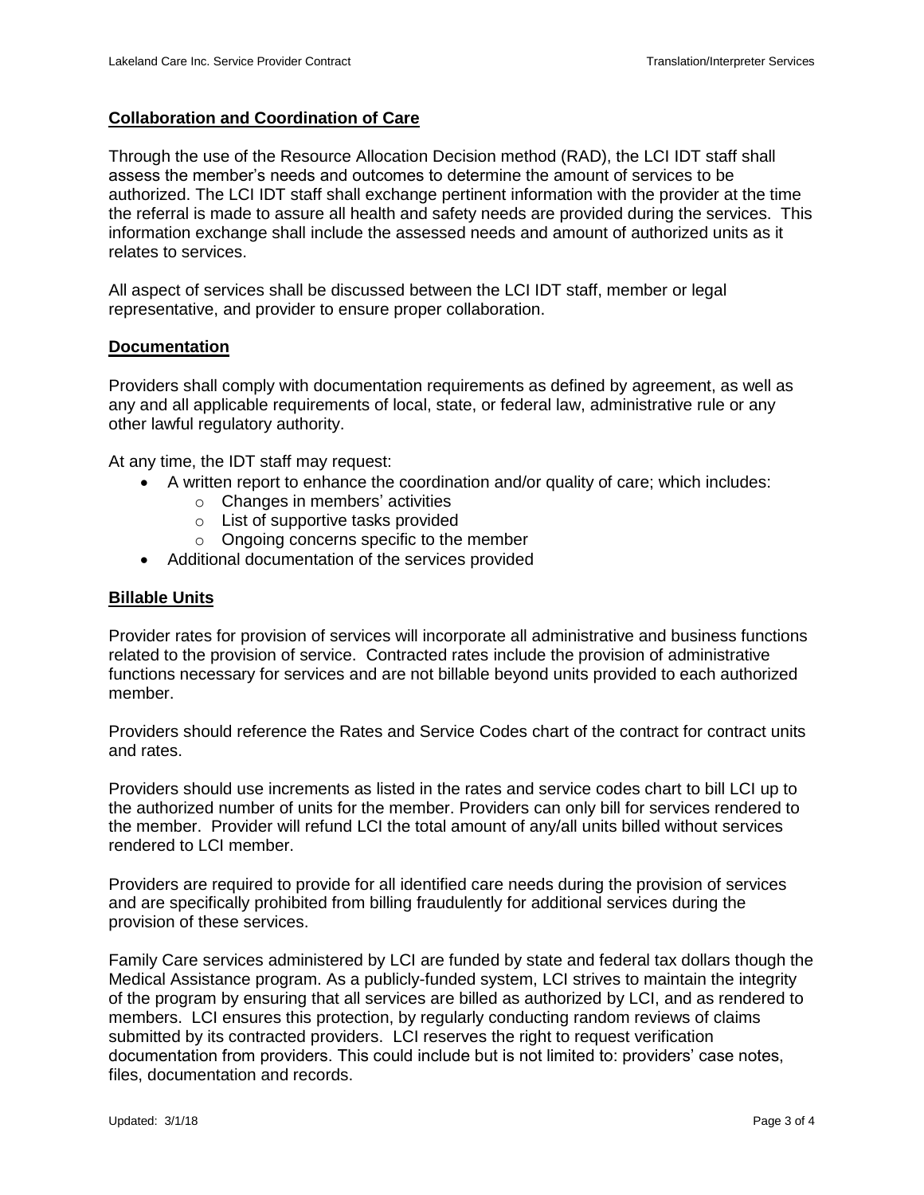## Collaboration and Coordination of Care

Through the use of the Resource Allocation Decision method (RAD), the LCI IDT staff shall assess the member's needs and outcomes to determine the amount of services to be authorized. The LCI IDT staff shall exchange pertinent information with the provider at the time the referral is made to assure all health and safety needs are provided during the services. This information exchange shall include the assessed needs and amount of authorized units as it relates to services.

All aspect of services shall be discussed between the LCI IDT staff, member or legal representative, and provider to ensure proper collaboration.

## Documentation

Providers shall comply with documentation requirements as defined by agreement, as well as any and all applicable requirements of local, state, or federal law, administrative rule or any other lawful regulatory authority.

At any time, the IDT staff may request:

- A written report to enhance the coordination and/or quality of care; which includes:
  - Changes in members' activities
  - List of supportive tasks provided
  - Ongoing concerns specific to the member
- Additional documentation of the services provided

## Billable Units

Provider rates for provision of services will incorporate all administrative and business functions related to the provision of service. Contracted rates include the provision of administrative functions necessary for services and are not billable beyond units provided to each authorized member.

Providers should reference the Rates and Service Codes chart of the contract for contract units and rates.

Providers should use increments as listed in the rates and service codes chart to bill LCI up to the authorized number of units for the member. Providers can only bill for services rendered to the member. Provider will refund LCI the total amount of any/all units billed without services rendered to LCI member.

Providers are required to provide for all identified care needs during the provision of services and are specifically prohibited from billing fraudulently for additional services during the provision of these services.

Family Care services administered by LCI are funded by state and federal tax dollars though the Medical Assistance program. As a publicly-funded system, LCI strives to maintain the integrity of the program by ensuring that all services are billed as authorized by LCI, and as rendered to members. LCI ensures this protection, by regularly conducting random reviews of claims submitted by its contracted providers. LCI reserves the right to request verification documentation from providers. This could include but is not limited to: providers' case notes, files, documentation and records.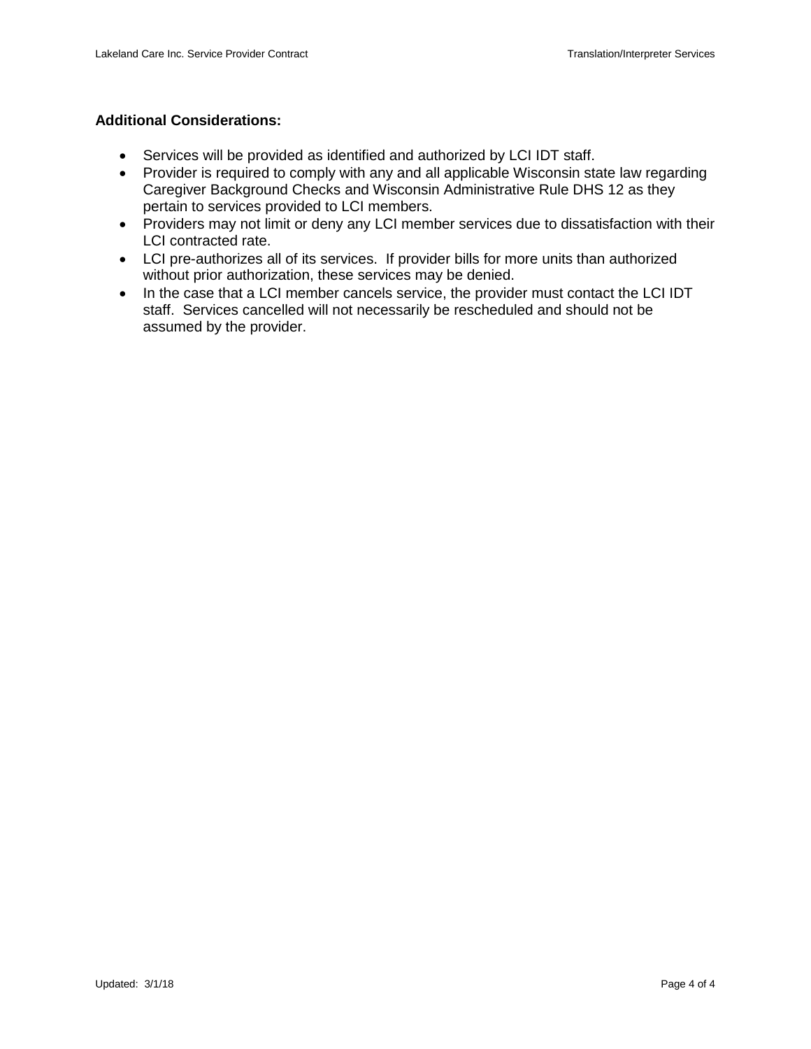**Additional Considerations:**

- Services will be provided as identified and authorized by LCI IDT staff.
- Provider is required to comply with any and all applicable Wisconsin state law regarding Caregiver Background Checks and Wisconsin Administrative Rule DHS 12 as they pertain to services provided to LCI members.
- Providers may not limit or deny any LCI member services due to dissatisfaction with their LCI contracted rate.
- LCI pre-authorizes all of its services. If provider bills for more units than authorized without prior authorization, these services may be denied.
- In the case that a LCI member cancels service, the provider must contact the LCI IDT staff. Services cancelled will not necessarily be rescheduled and should not be assumed by the provider.